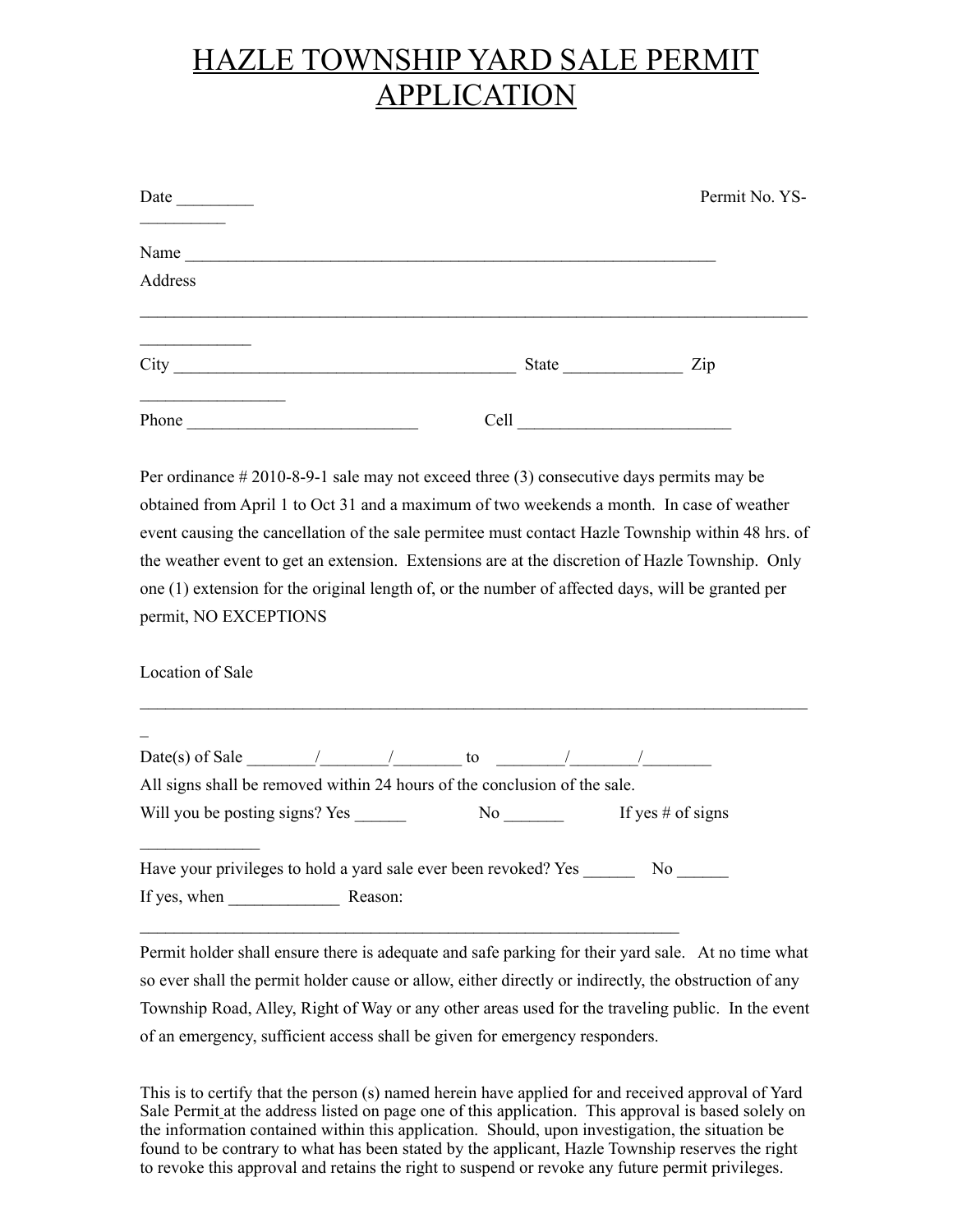# HAZLE TOWNSHIP YARD SALE PERMIT APPLICATION

Date _________ Permit No. YS-__________

Name ________________________________________________________________

Address

_____________________________________________________________________________

_____________

City ________________________________________ State ______________ Zip _________________

Phone ___________________________ Cell _________________________

Per ordinance # 2010-8-9-1 sale may not exceed three (3) consecutive days permits may be obtained from April 1 to Oct 31 and a maximum of two weekends a month. In case of weather event causing the cancellation of the sale permitee must contact Hazle Township within 48 hrs. of the weather event to get an extension. Extensions are at the discretion of Hazle Township. Only one (1) extension for the original length of, or the number of affected days, will be granted per permit, NO EXCEPTIONS

Location of Sale

______________________________________________________________________________

Date(s) of Sale ________/________/________ to ________/________/________

All signs shall be removed within 24 hours of the conclusion of the sale.

Will you be posting signs? Yes ______ No _______ If yes # of signs ______________

Have your privileges to hold a yard sale ever been revoked? Yes ______ No ______

If yes, when _____________ Reason: _________________________________________________________________

Permit holder shall ensure there is adequate and safe parking for their yard sale. At no time what so ever shall the permit holder cause or allow, either directly or indirectly, the obstruction of any Township Road, Alley, Right of Way or any other areas used for the traveling public. In the event of an emergency, sufficient access shall be given for emergency responders.

This is to certify that the person (s) named herein have applied for and received approval of Yard Sale Permit at the address listed on page one of this application. This approval is based solely on the information contained within this application. Should, upon investigation, the situation be found to be contrary to what has been stated by the applicant, Hazle Township reserves the right to revoke this approval and retains the right to suspend or revoke any future permit privileges.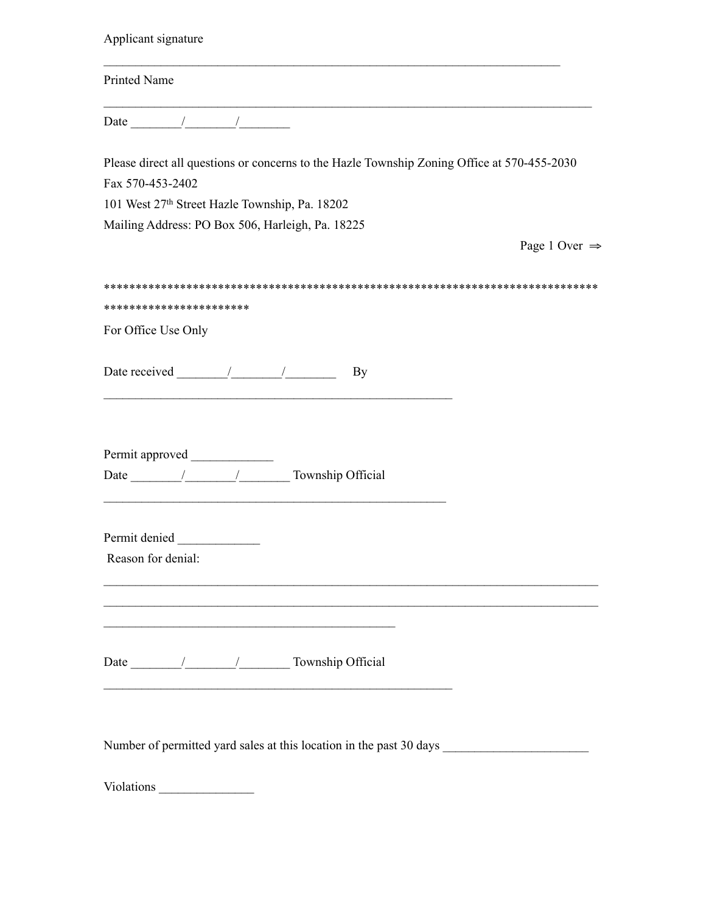Applicant signature

\_\_\_\_\_\_\_\_\_\_\_\_\_\_\_\_\_\_\_\_\_\_\_\_\_\_\_\_\_\_\_\_\_\_\_\_\_\_\_\_\_\_\_\_\_\_\_\_\_\_\_\_\_\_\_\_\_\_\_\_\_\_\_\_\_\_\_\_\_\_\_\_\_\_\_\_

Printed Name

\_\_\_\_\_\_\_\_\_\_\_\_\_\_\_\_\_\_\_\_\_\_\_\_\_\_\_\_\_\_\_\_\_\_\_\_\_\_\_\_\_\_\_\_\_\_\_\_\_\_\_\_\_\_\_\_\_\_\_\_\_\_\_\_\_\_\_\_\_\_\_\_\_\_\_\_\_\_\_

Date \_\_\_\_\_\_\_\_/\_\_\_\_\_\_\_\_/\_\_\_\_\_\_\_\_

Please direct all questions or concerns to the Hazle Township Zoning Office at 570-455-2030
Fax 570-453-2402
101 West 27th Street Hazle Township, Pa. 18202
Mailing Address: PO Box 506, Harleigh, Pa. 18225

Page 1 Over ⇒

\*\*\*\*\*\*\*\*\*\*\*\*\*\*\*\*\*\*\*\*\*\*\*\*\*\*\*\*\*\*\*\*\*\*\*\*\*\*\*\*\*\*\*\*\*\*\*\*\*\*\*\*\*\*\*\*\*\*\*\*\*\*\*\*\*\*\*\*\*\*\*\*\*\*\*\*\*\*\*\*\*\*\*\*\*\*\*\*\*\*\*\*\*\*\*\*\*\*\*\*

For Office Use Only

Date received \_\_\_\_\_\_\_\_/\_\_\_\_\_\_\_\_/\_\_\_\_\_\_\_\_ By \_\_\_\_\_\_\_\_\_\_\_\_\_\_\_\_\_\_\_\_\_\_\_\_\_\_\_\_\_\_\_\_\_\_\_\_\_\_\_\_\_\_\_\_\_\_\_\_\_\_\_\_\_\_\_\_

Permit approved \_\_\_\_\_\_\_\_\_\_\_\_\_

Date \_\_\_\_\_\_\_\_/\_\_\_\_\_\_\_\_/\_\_\_\_\_\_\_\_ Township Official \_\_\_\_\_\_\_\_\_\_\_\_\_\_\_\_\_\_\_\_\_\_\_\_\_\_\_\_\_\_\_\_\_\_\_\_\_\_\_\_\_\_\_\_\_\_\_\_\_\_\_\_\_\_\_

Permit denied \_\_\_\_\_\_\_\_\_\_\_\_\_

Reason for denial:

\_\_\_\_\_\_\_\_\_\_\_\_\_\_\_\_\_\_\_\_\_\_\_\_\_\_\_\_\_\_\_\_\_\_\_\_\_\_\_\_\_\_\_\_\_\_\_\_\_\_\_\_\_\_\_\_\_\_\_\_\_\_\_\_\_\_\_\_\_\_\_\_\_\_\_\_\_\_\_\_\_\_
\_\_\_\_\_\_\_\_\_\_\_\_\_\_\_\_\_\_\_\_\_\_\_\_\_\_\_\_\_\_\_\_\_\_\_\_\_\_\_\_\_\_\_\_\_\_\_\_\_\_\_\_\_\_\_\_\_\_\_\_\_\_\_\_\_\_\_\_\_\_\_\_\_\_\_\_\_\_\_\_\_\_
\_\_\_\_\_\_\_\_\_\_\_\_\_\_\_\_\_\_\_\_\_\_\_\_\_\_\_\_\_\_\_\_\_\_\_\_\_\_\_\_\_\_\_\_\_\_\_\_

Date \_\_\_\_\_\_\_\_/\_\_\_\_\_\_\_\_/\_\_\_\_\_\_\_\_ Township Official \_\_\_\_\_\_\_\_\_\_\_\_\_\_\_\_\_\_\_\_\_\_\_\_\_\_\_\_\_\_\_\_\_\_\_\_\_\_\_\_\_\_\_\_\_\_\_\_\_\_\_\_\_\_\_\_

Number of permitted yard sales at this location in the past 30 days \_\_\_\_\_\_\_\_\_\_\_\_\_\_\_\_\_\_\_\_\_\_\_

Violations \_\_\_\_\_\_\_\_\_\_\_\_\_\_\_